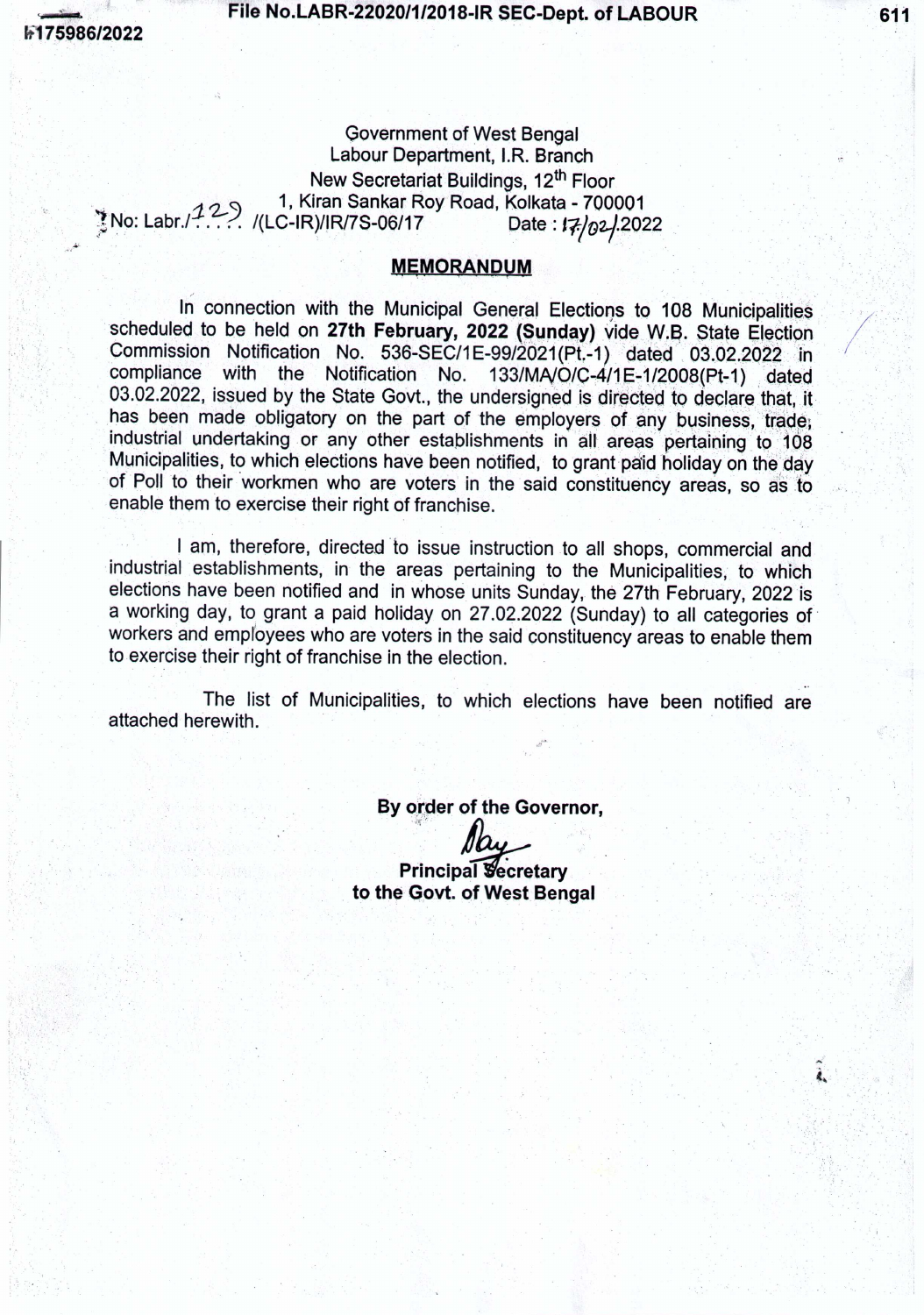Government of West Bengal
Labour Department, I.R. Branch
New Secretariat Buildings, 12th Floor
1, Kiran Sankar Roy Road, Kolkata - 700001

No: Labr./129 /(LC-IR)/IR/7S-06/17 Date : 17/02/2022

## MEMORANDUM

In connection with the Municipal General Elections to 108 Municipalities scheduled to be held on **27th February, 2022 (Sunday)** vide W.B. State Election Commission Notification No. 536-SEC/1E-99/2021(Pt.-1) dated 03.02.2022 in compliance with the Notification No. 133/MA/O/C-4/1E-1/2008(Pt-1) dated 03.02.2022, issued by the State Govt., the undersigned is directed to declare that, it has been made obligatory on the part of the employers of any business, trade, industrial undertaking or any other establishments in all areas pertaining to 108 Municipalities, to which elections have been notified, to grant paid holiday on the day of Poll to their workmen who are voters in the said constituency areas, so as to enable them to exercise their right of franchise.

I am, therefore, directed to issue instruction to all shops, commercial and industrial establishments, in the areas pertaining to the Municipalities, to which elections have been notified and in whose units Sunday, the 27th February, 2022 is a working day, to grant a paid holiday on 27.02.2022 (Sunday) to all categories of workers and employees who are voters in the said constituency areas to enable them to exercise their right of franchise in the election.

The list of Municipalities, to which elections have been notified are attached herewith.

**By order of the Governor,**

**Principal Secretary**
**to the Govt. of West Bengal**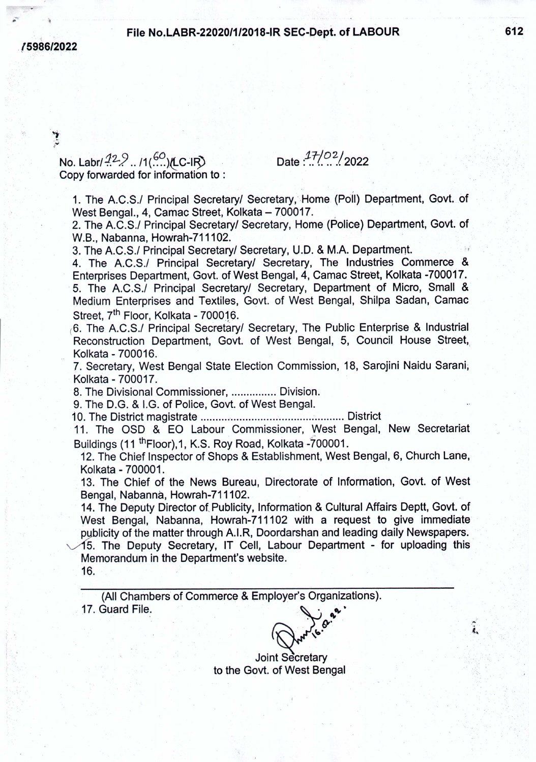File No.LABR-22020/1/2018-IR SEC-Dept. of LABOUR

/5986/2022

No. Labr/ 129 .. /1(60)(LC-IR) Date : 17/02/2022

Copy forwarded for information to :

1. The A.C.S./ Principal Secretary/ Secretary, Home (Poll) Department, Govt. of West Bengal., 4, Camac Street, Kolkata – 700017.
2. The A.C.S./ Principal Secretary/ Secretary, Home (Police) Department, Govt. of W.B., Nabanna, Howrah-711102.
3. The A.C.S./ Principal Secretary/ Secretary, U.D. & M.A. Department.
4. The A.C.S./ Principal Secretary/ Secretary, The Industries Commerce & Enterprises Department, Govt. of West Bengal, 4, Camac Street, Kolkata -700017.
5. The A.C.S./ Principal Secretary/ Secretary, Department of Micro, Small & Medium Enterprises and Textiles, Govt. of West Bengal, Shilpa Sadan, Camac Street, 7th Floor, Kolkata - 700016.
6. The A.C.S./ Principal Secretary/ Secretary, The Public Enterprise & Industrial Reconstruction Department, Govt. of West Bengal, 5, Council House Street, Kolkata - 700016.
7. Secretary, West Bengal State Election Commission, 18, Sarojini Naidu Sarani, Kolkata - 700017.
8. The Divisional Commissioner, ............... Division.
9. The D.G. & I.G. of Police, Govt. of West Bengal.
10. The District magistrate ............................................... District
11. The OSD & EO Labour Commissioner, West Bengal, New Secretariat Buildings (11 thFloor),1, K.S. Roy Road, Kolkata -700001.
12. The Chief Inspector of Shops & Establishment, West Bengal, 6, Church Lane, Kolkata - 700001.
13. The Chief of the News Bureau, Directorate of Information, Govt. of West Bengal, Nabanna, Howrah-711102.
14. The Deputy Director of Publicity, Information & Cultural Affairs Deptt, Govt. of West Bengal, Nabanna, Howrah-711102 with a request to give immediate publicity of the matter through A.I.R, Doordarshan and leading daily Newspapers.
15. The Deputy Secretary, IT Cell, Labour Department - for uploading this Memorandum in the Department's website.
16. ____________________________________________

(All Chambers of Commerce & Employer's Organizations).

17. Guard File.

16.02.22

Joint Secretary
to the Govt. of West Bengal